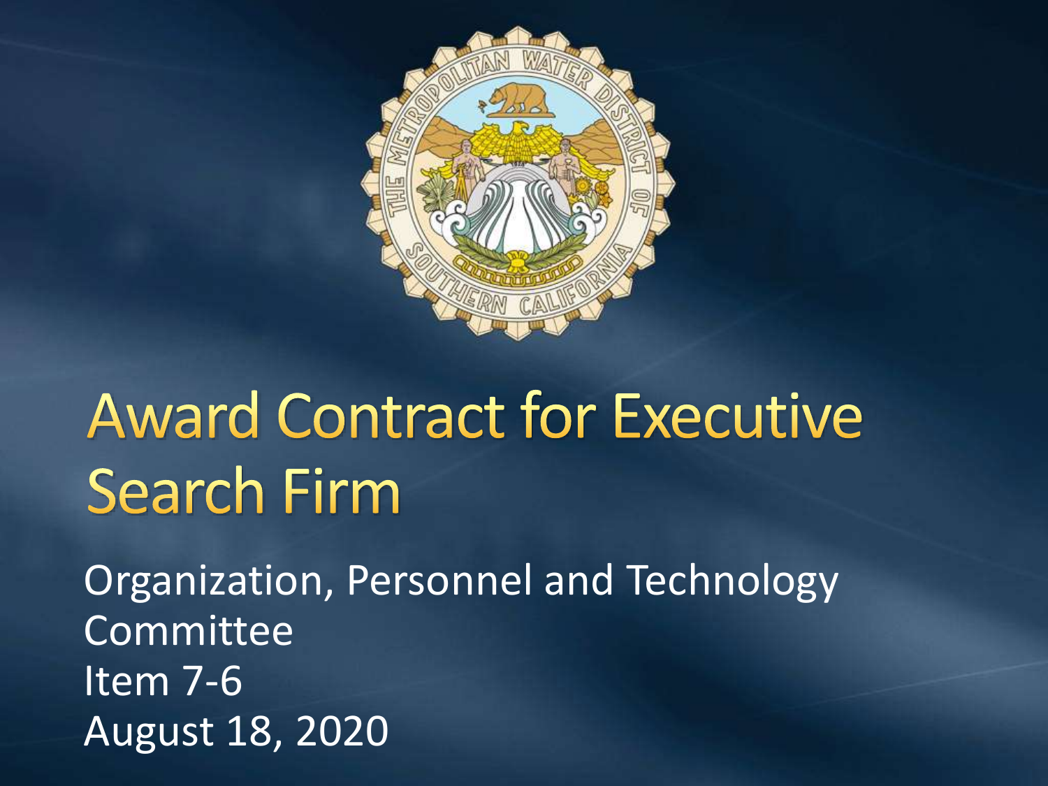# Award Contract for Executive Search Firm

Organization, Personnel and Technology Committee
Item 7-6
August 18, 2020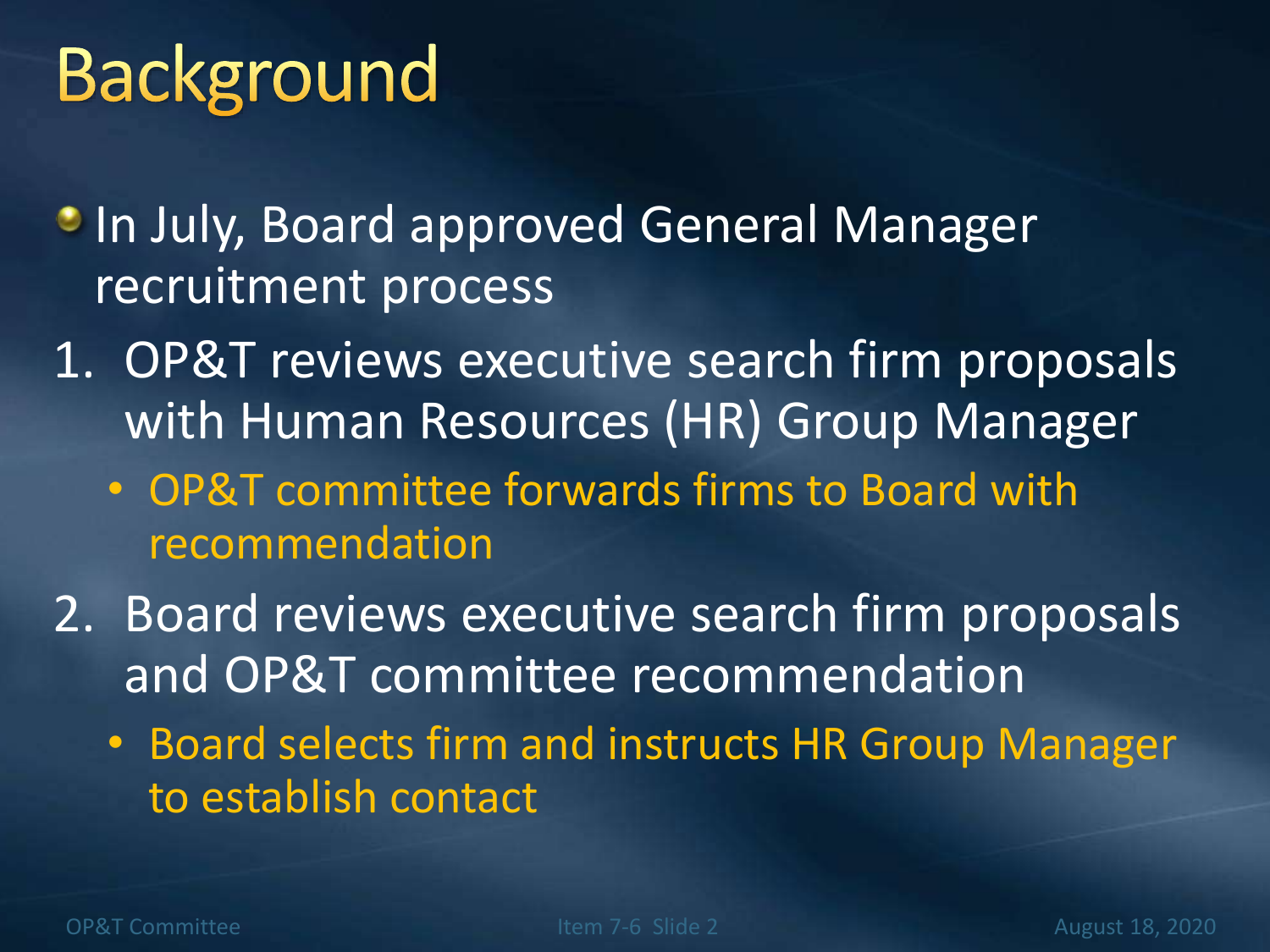# Background

- In July, Board approved General Manager recruitment process

1. OP&T reviews executive search firm proposals with Human Resources (HR) Group Manager
   - OP&T committee forwards firms to Board with recommendation
2. Board reviews executive search firm proposals and OP&T committee recommendation
   - Board selects firm and instructs HR Group Manager to establish contact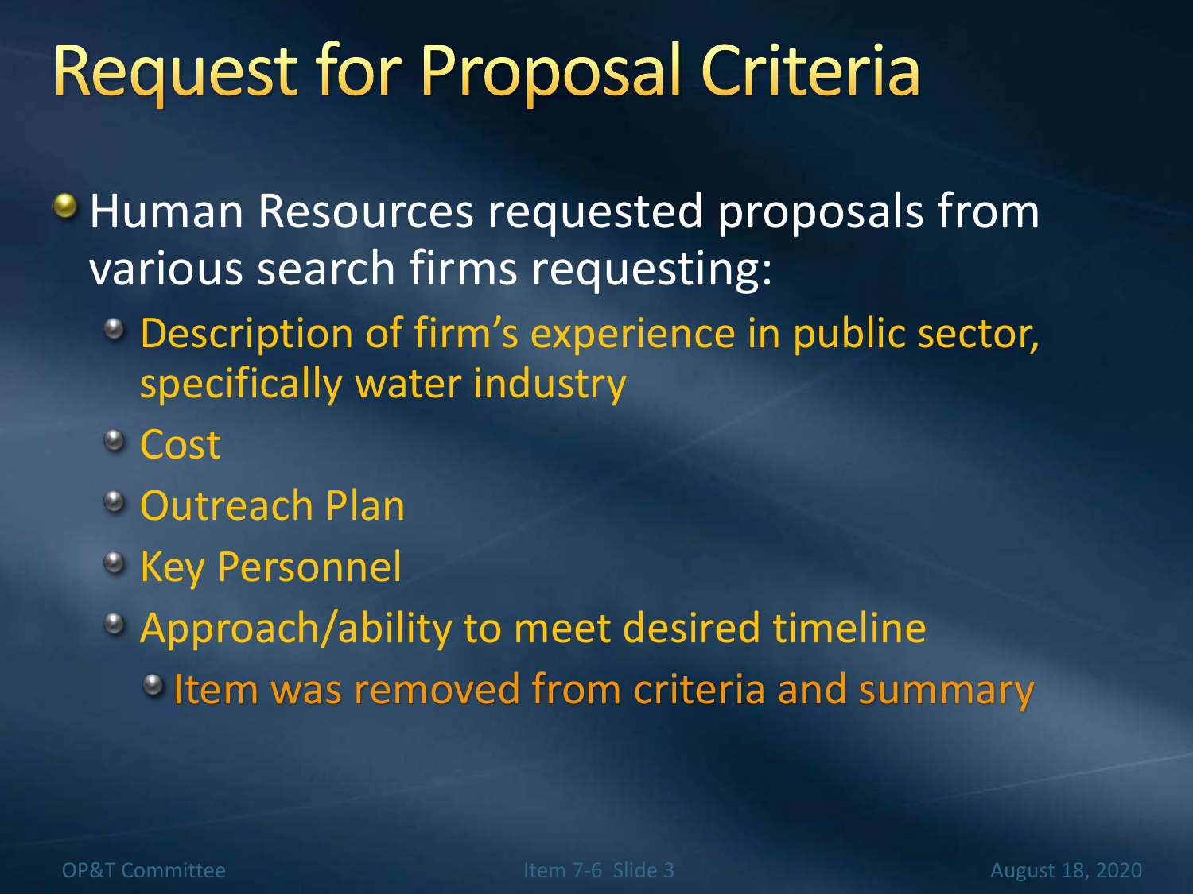# Request for Proposal Criteria

- Human Resources requested proposals from various search firms requesting:
  - Description of firm's experience in public sector, specifically water industry
  - Cost
  - Outreach Plan
  - Key Personnel
  - Approach/ability to meet desired timeline
    - Item was removed from criteria and summary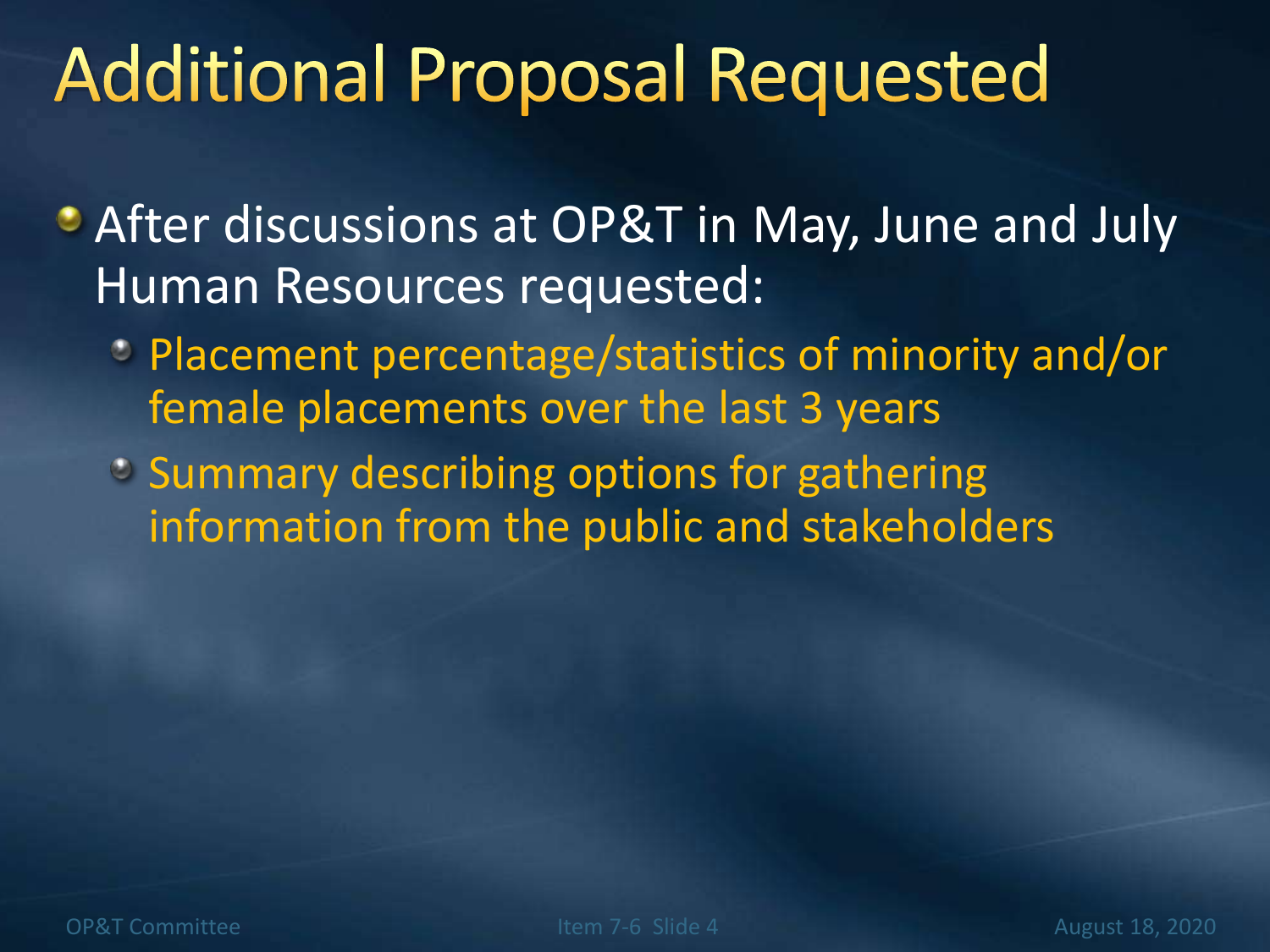# Additional Proposal Requested

- After discussions at OP&T in May, June and July Human Resources requested:
  - Placement percentage/statistics of minority and/or female placements over the last 3 years
  - Summary describing options for gathering information from the public and stakeholders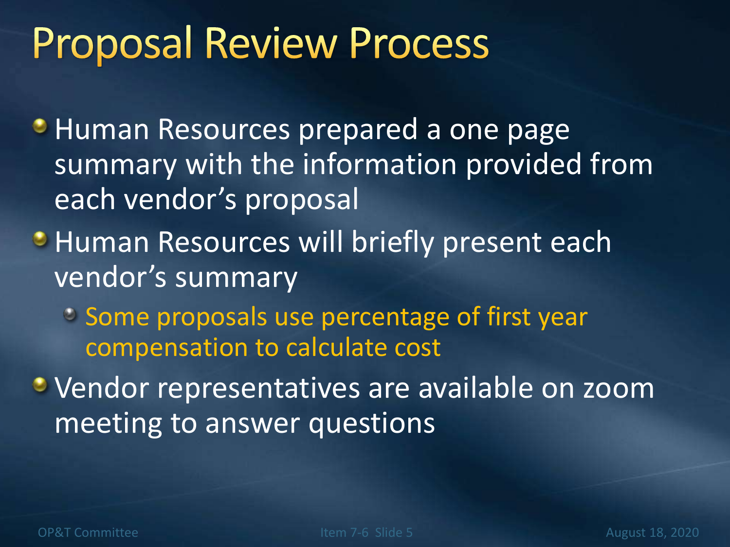# Proposal Review Process

- Human Resources prepared a one page summary with the information provided from each vendor's proposal
- Human Resources will briefly present each vendor's summary
  - Some proposals use percentage of first year compensation to calculate cost
- Vendor representatives are available on zoom meeting to answer questions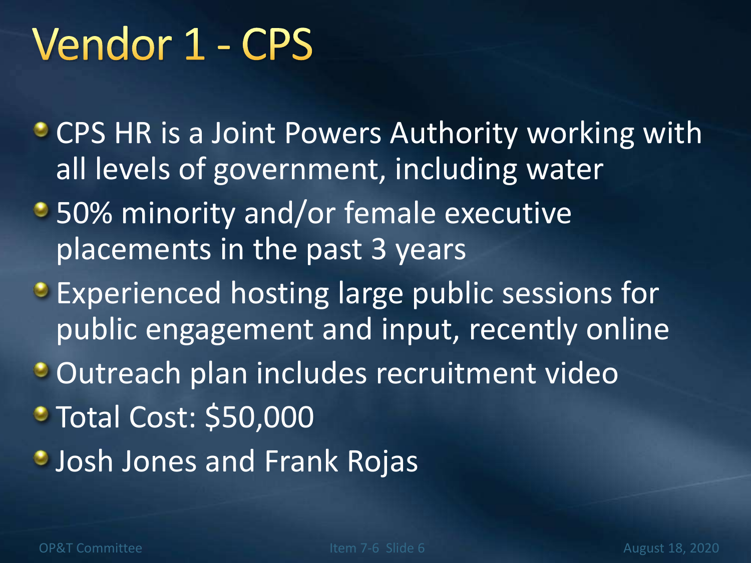# Vendor 1 - CPS

- CPS HR is a Joint Powers Authority working with all levels of government, including water
- 50% minority and/or female executive placements in the past 3 years
- Experienced hosting large public sessions for public engagement and input, recently online
- Outreach plan includes recruitment video
- Total Cost: $50,000
- Josh Jones and Frank Rojas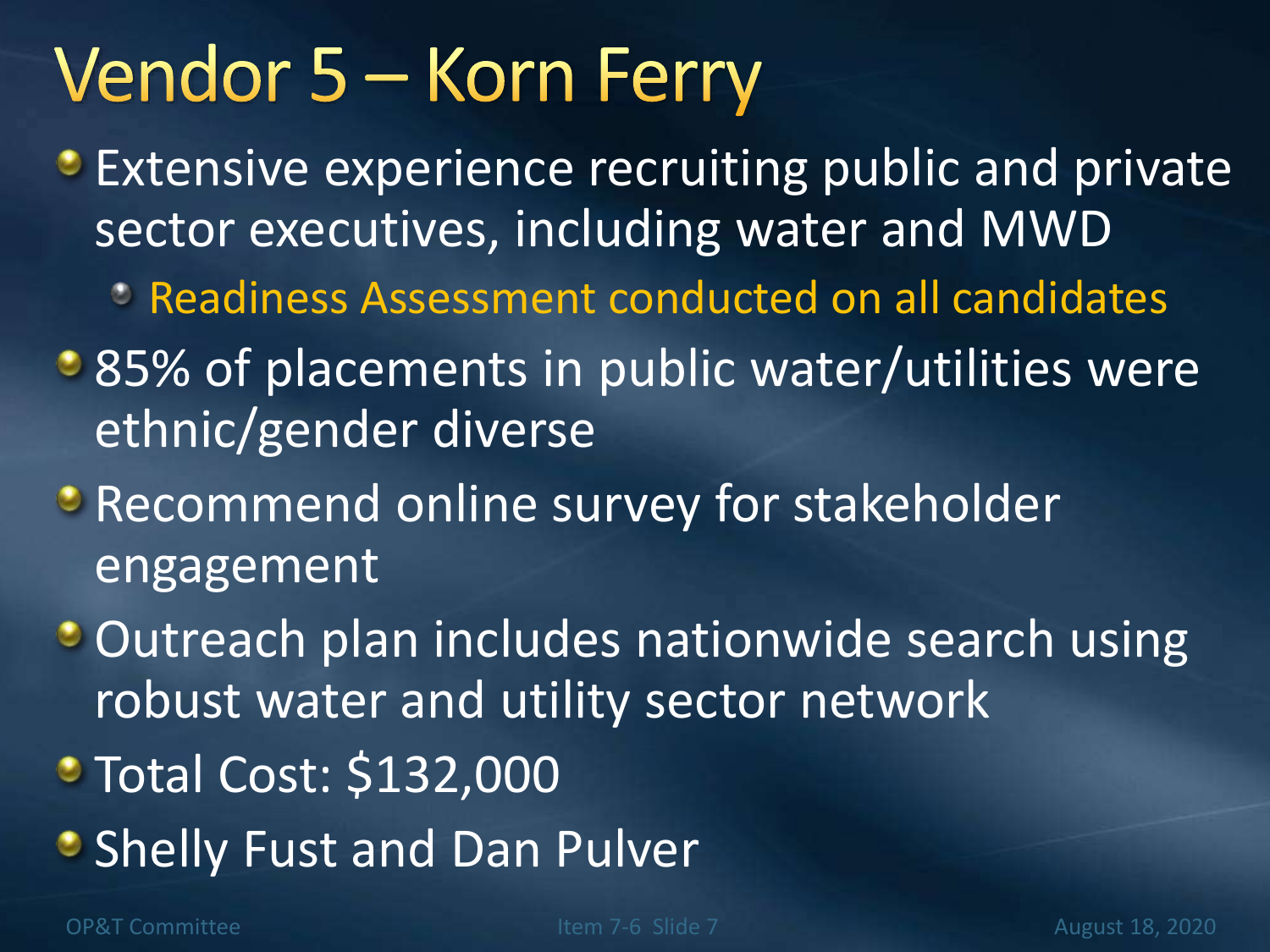# Vendor 5 – Korn Ferry

- Extensive experience recruiting public and private sector executives, including water and MWD
  - Readiness Assessment conducted on all candidates
- 85% of placements in public water/utilities were ethnic/gender diverse
- Recommend online survey for stakeholder engagement
- Outreach plan includes nationwide search using robust water and utility sector network
- Total Cost: $132,000
- Shelly Fust and Dan Pulver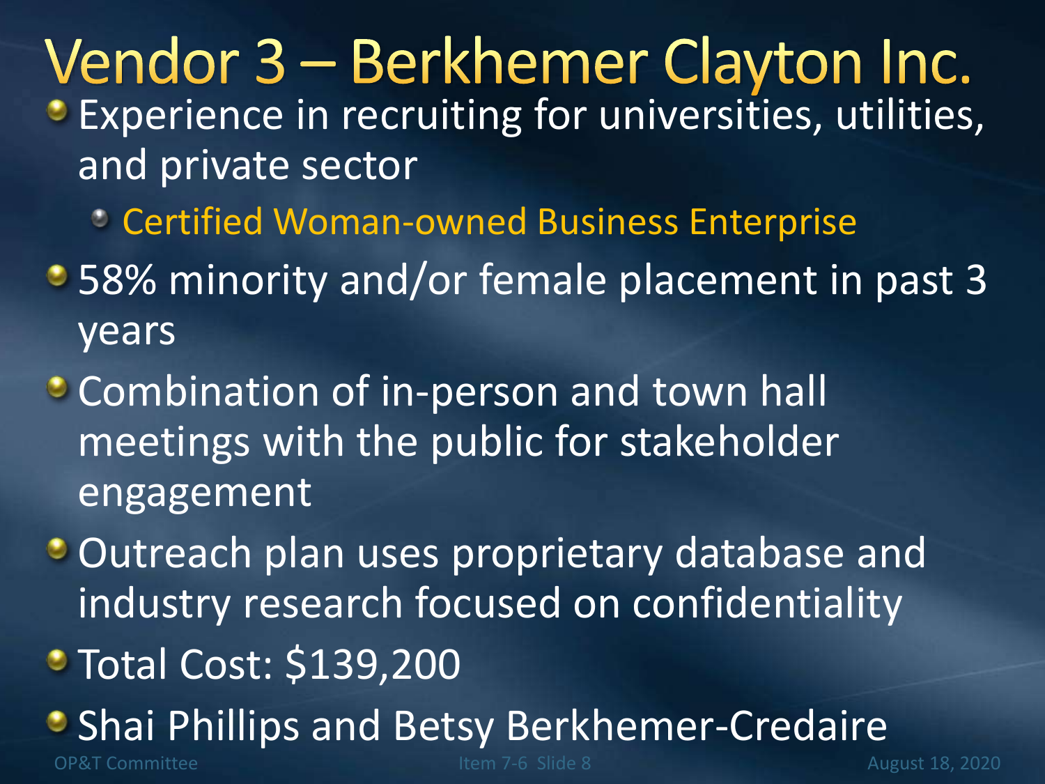# Vendor 3 – Berkhemer Clayton Inc.

- Experience in recruiting for universities, utilities, and private sector
  - Certified Woman-owned Business Enterprise
- 58% minority and/or female placement in past 3 years
- Combination of in-person and town hall meetings with the public for stakeholder engagement
- Outreach plan uses proprietary database and industry research focused on confidentiality
- Total Cost: $139,200
- Shai Phillips and Betsy Berkhemer-Credaire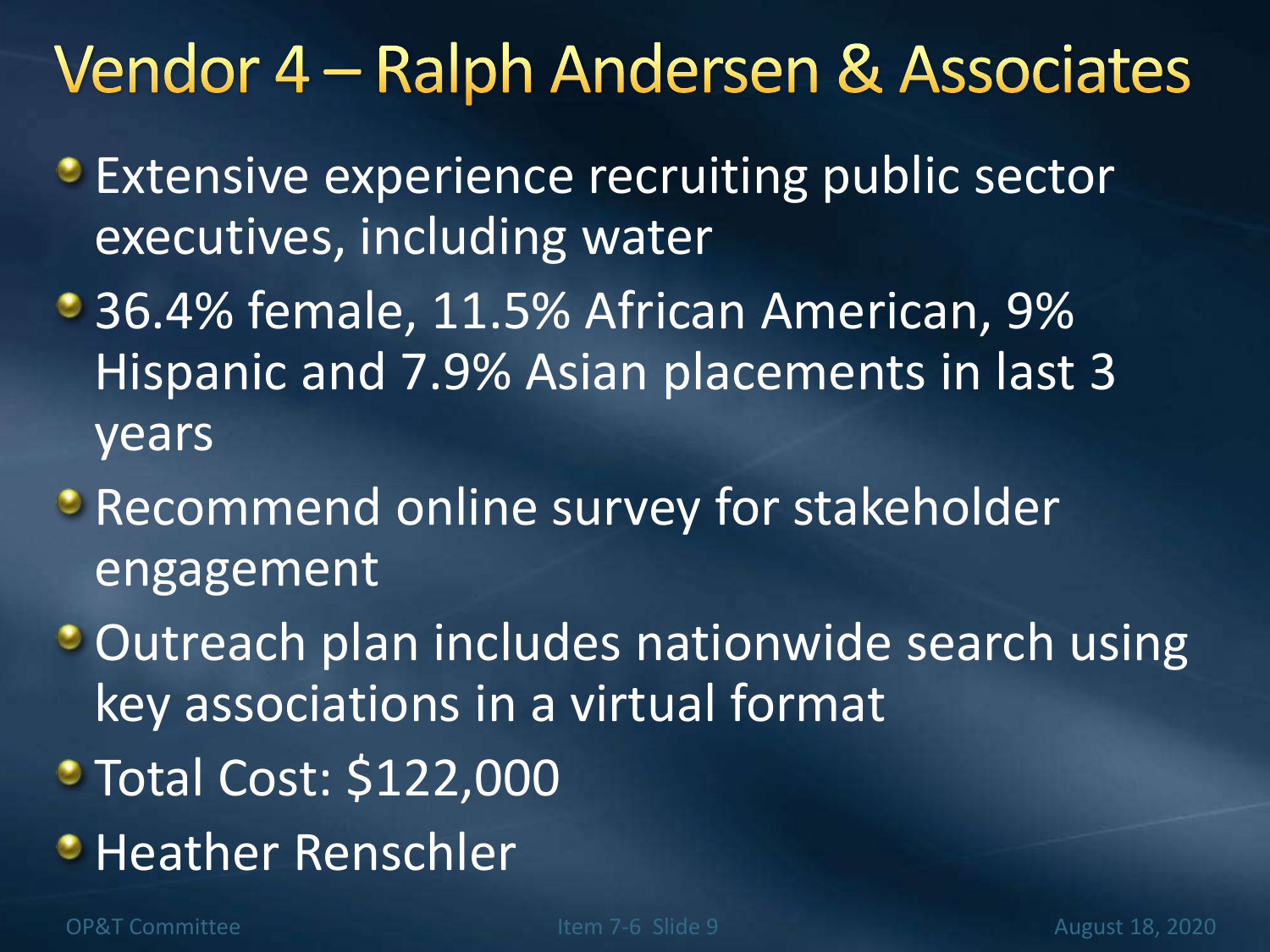# Vendor 4 – Ralph Andersen & Associates

- Extensive experience recruiting public sector executives, including water
- 36.4% female, 11.5% African American, 9% Hispanic and 7.9% Asian placements in last 3 years
- Recommend online survey for stakeholder engagement
- Outreach plan includes nationwide search using key associations in a virtual format
- Total Cost: $122,000
- Heather Renschler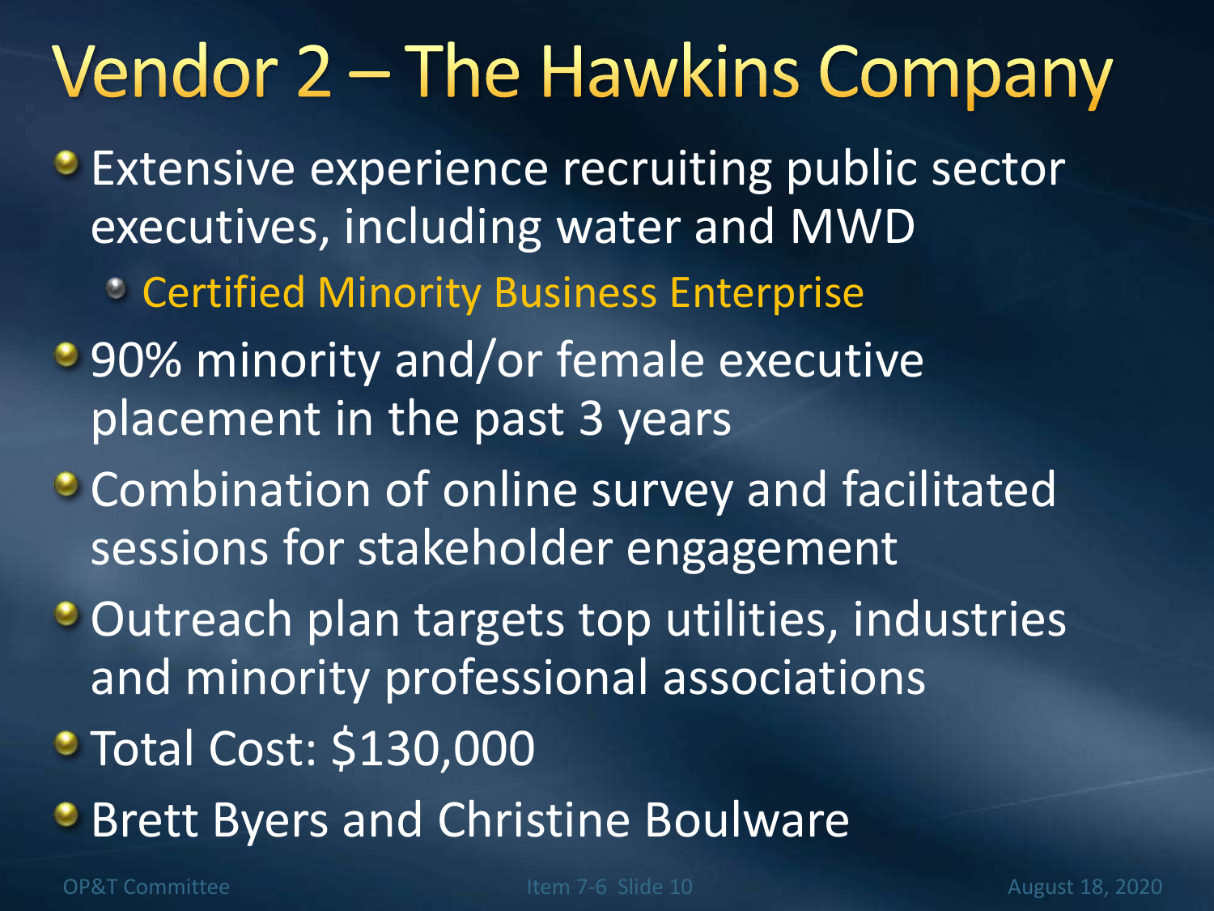# Vendor 2 – The Hawkins Company

- Extensive experience recruiting public sector executives, including water and MWD
  - Certified Minority Business Enterprise
- 90% minority and/or female executive placement in the past 3 years
- Combination of online survey and facilitated sessions for stakeholder engagement
- Outreach plan targets top utilities, industries and minority professional associations
- Total Cost: $130,000
- Brett Byers and Christine Boulware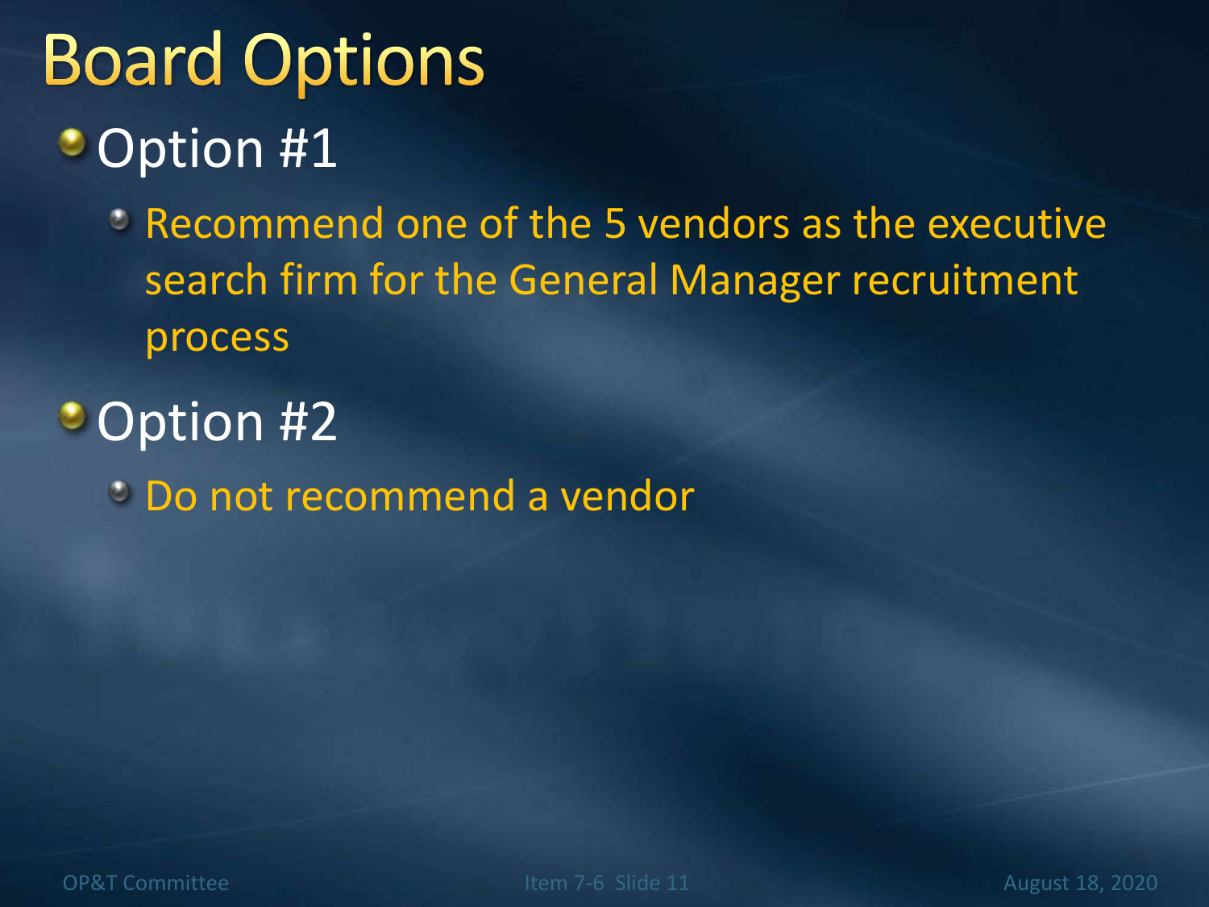# Board Options

- Option #1
  - Recommend one of the 5 vendors as the executive search firm for the General Manager recruitment process
- Option #2
  - Do not recommend a vendor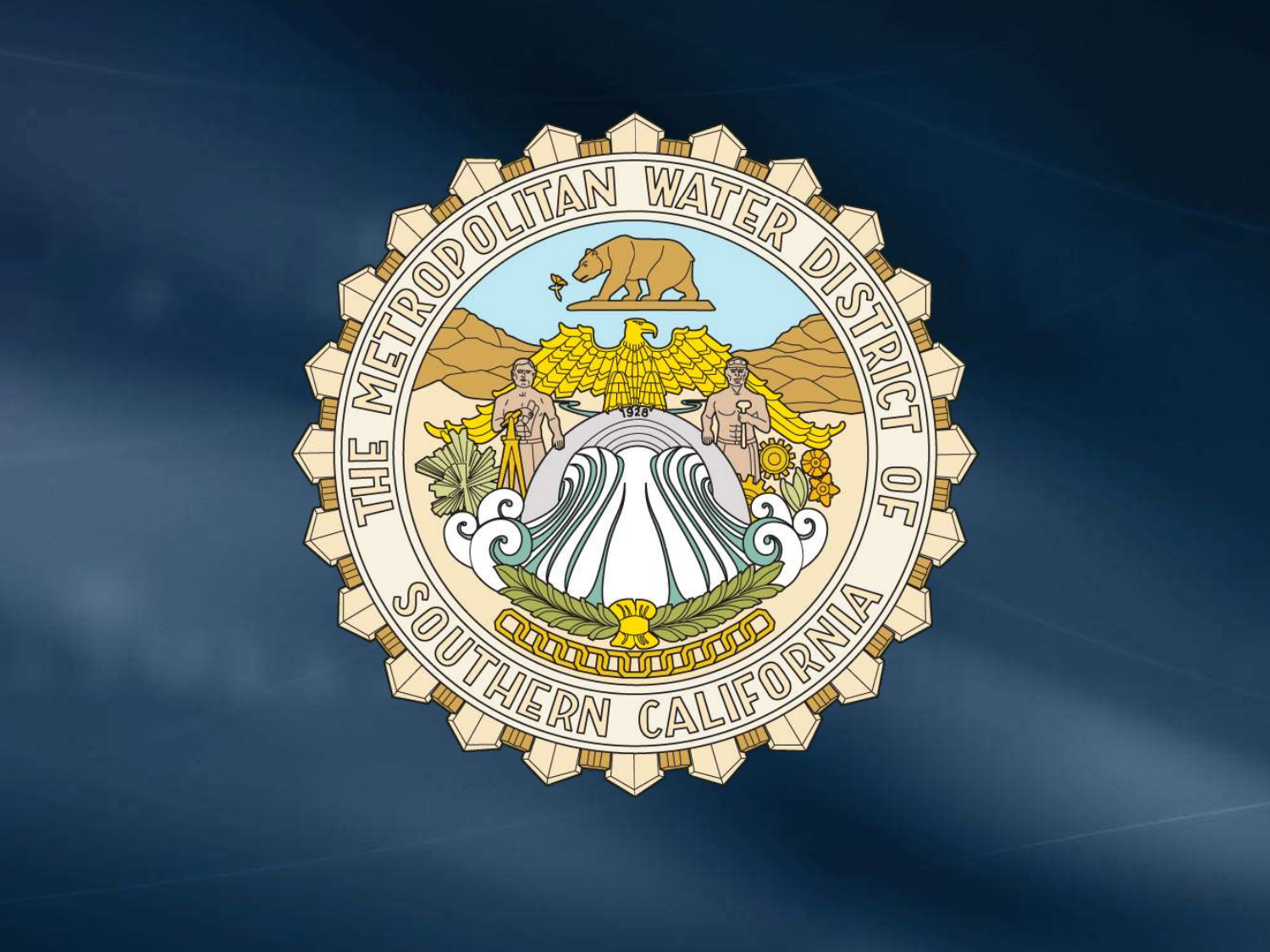THE METROPOLITAN WATER DISTRICT OF SOUTHERN CALIFORNIA

1928